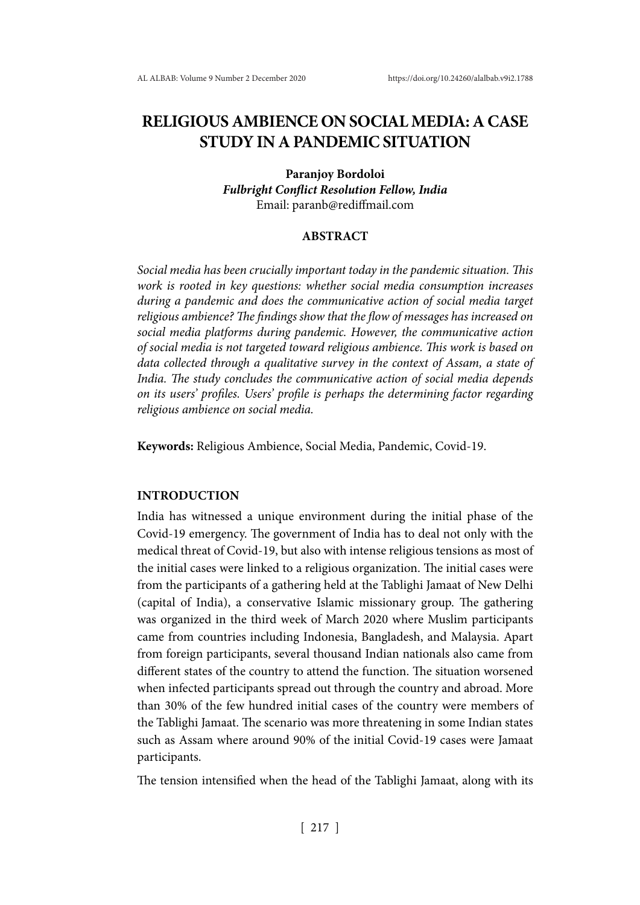# RELIGIOUS AMBIENCE ON SOCIAL MEDIA: A CASE STUDY IN A PANDEMIC SITUATION

**Paranjoy Bordoloi**
***Fulbright Conflict Resolution Fellow, India***
Email: paranb@rediffmail.com

**ABSTRACT**

*Social media has been crucially important today in the pandemic situation. This work is rooted in key questions: whether social media consumption increases during a pandemic and does the communicative action of social media target religious ambience? The findings show that the flow of messages has increased on social media platforms during pandemic. However, the communicative action of social media is not targeted toward religious ambience. This work is based on data collected through a qualitative survey in the context of Assam, a state of India. The study concludes the communicative action of social media depends on its users' profiles. Users' profile is perhaps the determining factor regarding religious ambience on social media.*

**Keywords:** Religious Ambience, Social Media, Pandemic, Covid-19.

## INTRODUCTION

India has witnessed a unique environment during the initial phase of the Covid-19 emergency. The government of India has to deal not only with the medical threat of Covid-19, but also with intense religious tensions as most of the initial cases were linked to a religious organization. The initial cases were from the participants of a gathering held at the Tablighi Jamaat of New Delhi (capital of India), a conservative Islamic missionary group. The gathering was organized in the third week of March 2020 where Muslim participants came from countries including Indonesia, Bangladesh, and Malaysia. Apart from foreign participants, several thousand Indian nationals also came from different states of the country to attend the function. The situation worsened when infected participants spread out through the country and abroad. More than 30% of the few hundred initial cases of the country were members of the Tablighi Jamaat. The scenario was more threatening in some Indian states such as Assam where around 90% of the initial Covid-19 cases were Jamaat participants.

The tension intensified when the head of the Tablighi Jamaat, along with its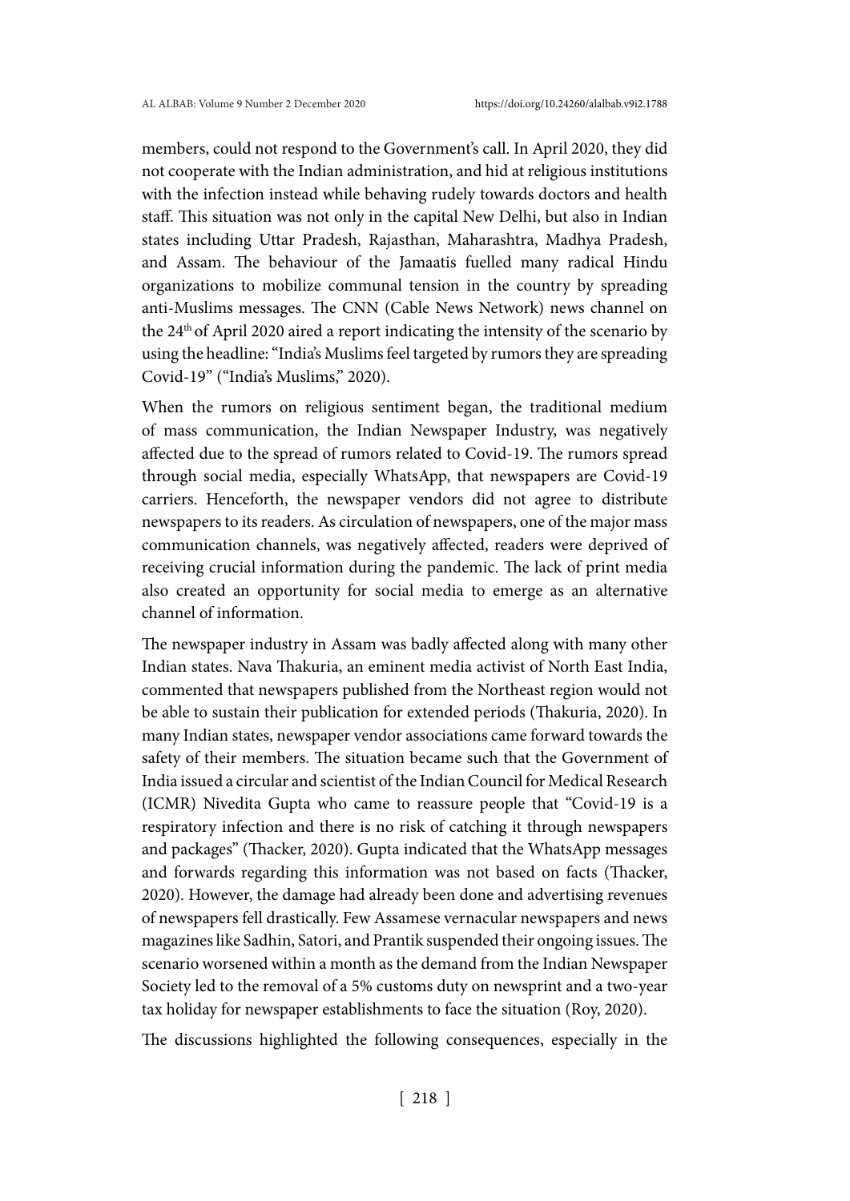members, could not respond to the Government's call. In April 2020, they did not cooperate with the Indian administration, and hid at religious institutions with the infection instead while behaving rudely towards doctors and health staff. This situation was not only in the capital New Delhi, but also in Indian states including Uttar Pradesh, Rajasthan, Maharashtra, Madhya Pradesh, and Assam. The behaviour of the Jamaatis fuelled many radical Hindu organizations to mobilize communal tension in the country by spreading anti-Muslims messages. The CNN (Cable News Network) news channel on the 24th of April 2020 aired a report indicating the intensity of the scenario by using the headline: "India's Muslims feel targeted by rumors they are spreading Covid-19" ("India's Muslims," 2020).

When the rumors on religious sentiment began, the traditional medium of mass communication, the Indian Newspaper Industry, was negatively affected due to the spread of rumors related to Covid-19. The rumors spread through social media, especially WhatsApp, that newspapers are Covid-19 carriers. Henceforth, the newspaper vendors did not agree to distribute newspapers to its readers. As circulation of newspapers, one of the major mass communication channels, was negatively affected, readers were deprived of receiving crucial information during the pandemic. The lack of print media also created an opportunity for social media to emerge as an alternative channel of information.

The newspaper industry in Assam was badly affected along with many other Indian states. Nava Thakuria, an eminent media activist of North East India, commented that newspapers published from the Northeast region would not be able to sustain their publication for extended periods (Thakuria, 2020). In many Indian states, newspaper vendor associations came forward towards the safety of their members. The situation became such that the Government of India issued a circular and scientist of the Indian Council for Medical Research (ICMR) Nivedita Gupta who came to reassure people that "Covid-19 is a respiratory infection and there is no risk of catching it through newspapers and packages" (Thacker, 2020). Gupta indicated that the WhatsApp messages and forwards regarding this information was not based on facts (Thacker, 2020). However, the damage had already been done and advertising revenues of newspapers fell drastically. Few Assamese vernacular newspapers and news magazines like Sadhin, Satori, and Prantik suspended their ongoing issues. The scenario worsened within a month as the demand from the Indian Newspaper Society led to the removal of a 5% customs duty on newsprint and a two-year tax holiday for newspaper establishments to face the situation (Roy, 2020).

The discussions highlighted the following consequences, especially in the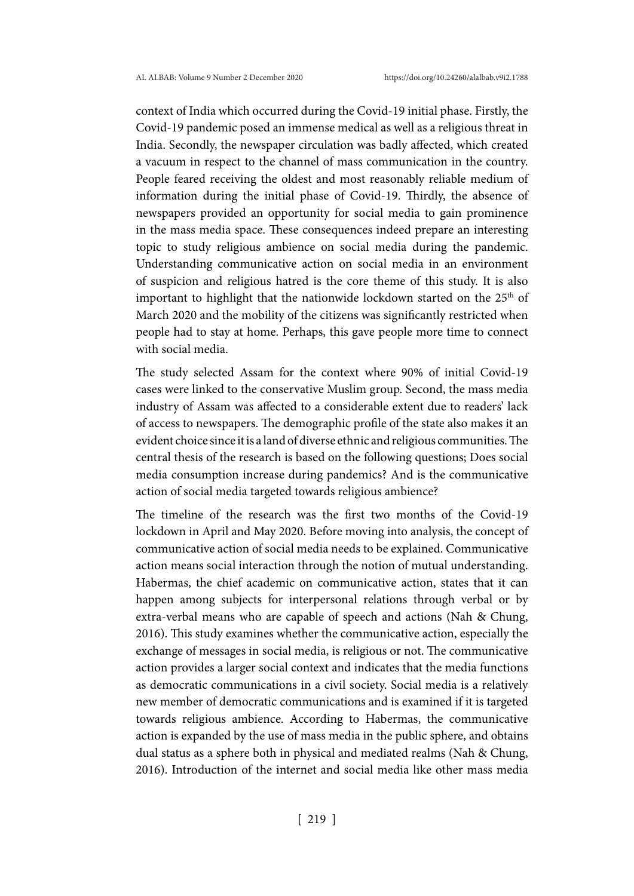context of India which occurred during the Covid-19 initial phase. Firstly, the Covid-19 pandemic posed an immense medical as well as a religious threat in India. Secondly, the newspaper circulation was badly affected, which created a vacuum in respect to the channel of mass communication in the country. People feared receiving the oldest and most reasonably reliable medium of information during the initial phase of Covid-19. Thirdly, the absence of newspapers provided an opportunity for social media to gain prominence in the mass media space. These consequences indeed prepare an interesting topic to study religious ambience on social media during the pandemic. Understanding communicative action on social media in an environment of suspicion and religious hatred is the core theme of this study. It is also important to highlight that the nationwide lockdown started on the 25th of March 2020 and the mobility of the citizens was significantly restricted when people had to stay at home. Perhaps, this gave people more time to connect with social media.

The study selected Assam for the context where 90% of initial Covid-19 cases were linked to the conservative Muslim group. Second, the mass media industry of Assam was affected to a considerable extent due to readers' lack of access to newspapers. The demographic profile of the state also makes it an evident choice since it is a land of diverse ethnic and religious communities. The central thesis of the research is based on the following questions; Does social media consumption increase during pandemics? And is the communicative action of social media targeted towards religious ambience?

The timeline of the research was the first two months of the Covid-19 lockdown in April and May 2020. Before moving into analysis, the concept of communicative action of social media needs to be explained. Communicative action means social interaction through the notion of mutual understanding. Habermas, the chief academic on communicative action, states that it can happen among subjects for interpersonal relations through verbal or by extra-verbal means who are capable of speech and actions (Nah & Chung, 2016). This study examines whether the communicative action, especially the exchange of messages in social media, is religious or not. The communicative action provides a larger social context and indicates that the media functions as democratic communications in a civil society. Social media is a relatively new member of democratic communications and is examined if it is targeted towards religious ambience. According to Habermas, the communicative action is expanded by the use of mass media in the public sphere, and obtains dual status as a sphere both in physical and mediated realms (Nah & Chung, 2016). Introduction of the internet and social media like other mass media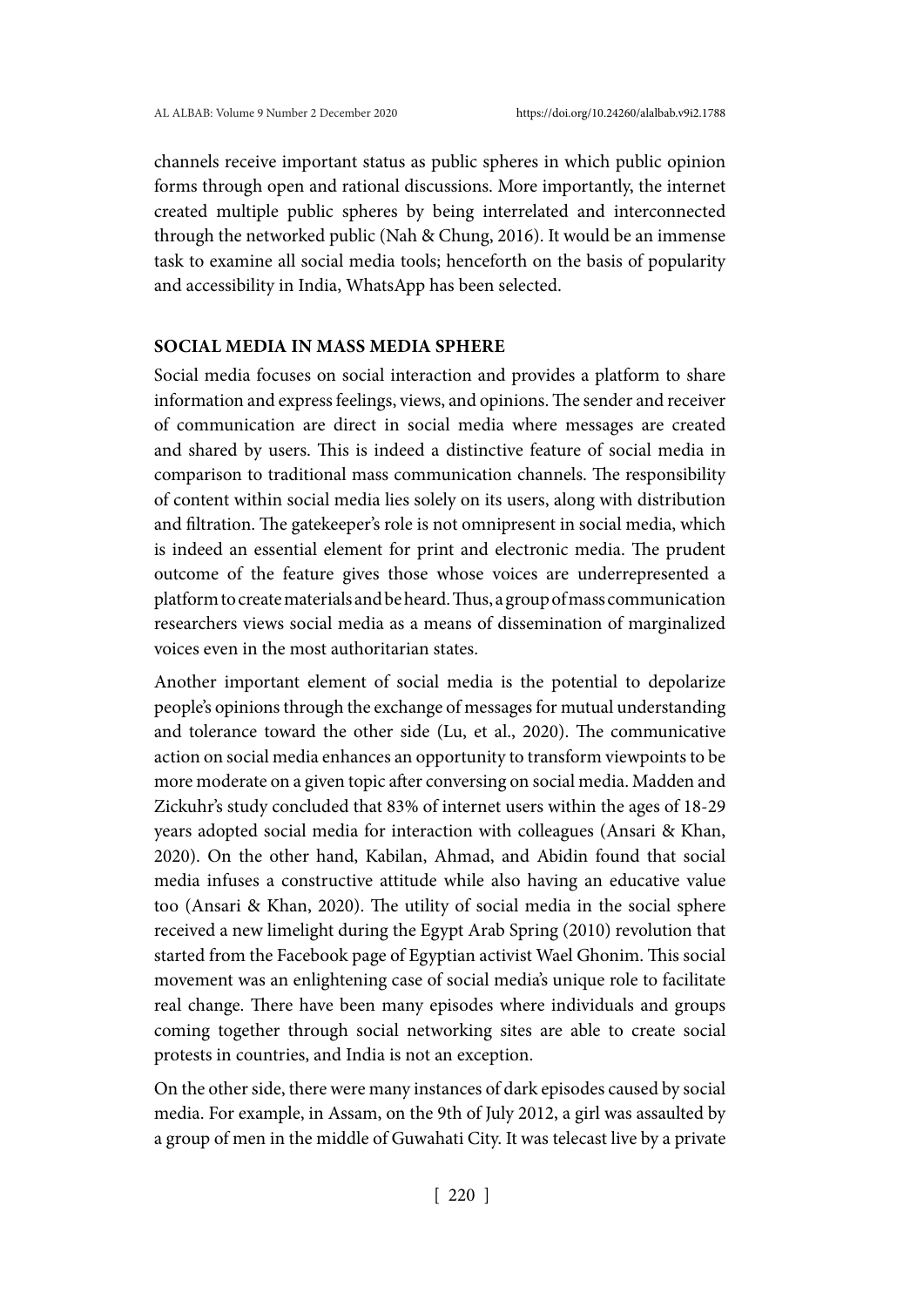channels receive important status as public spheres in which public opinion forms through open and rational discussions. More importantly, the internet created multiple public spheres by being interrelated and interconnected through the networked public (Nah & Chung, 2016). It would be an immense task to examine all social media tools; henceforth on the basis of popularity and accessibility in India, WhatsApp has been selected.

## SOCIAL MEDIA IN MASS MEDIA SPHERE

Social media focuses on social interaction and provides a platform to share information and express feelings, views, and opinions. The sender and receiver of communication are direct in social media where messages are created and shared by users. This is indeed a distinctive feature of social media in comparison to traditional mass communication channels. The responsibility of content within social media lies solely on its users, along with distribution and filtration. The gatekeeper's role is not omnipresent in social media, which is indeed an essential element for print and electronic media. The prudent outcome of the feature gives those whose voices are underrepresented a platform to create materials and be heard. Thus, a group of mass communication researchers views social media as a means of dissemination of marginalized voices even in the most authoritarian states.

Another important element of social media is the potential to depolarize people's opinions through the exchange of messages for mutual understanding and tolerance toward the other side (Lu, et al., 2020). The communicative action on social media enhances an opportunity to transform viewpoints to be more moderate on a given topic after conversing on social media. Madden and Zickuhr's study concluded that 83% of internet users within the ages of 18-29 years adopted social media for interaction with colleagues (Ansari & Khan, 2020). On the other hand, Kabilan, Ahmad, and Abidin found that social media infuses a constructive attitude while also having an educative value too (Ansari & Khan, 2020). The utility of social media in the social sphere received a new limelight during the Egypt Arab Spring (2010) revolution that started from the Facebook page of Egyptian activist Wael Ghonim. This social movement was an enlightening case of social media's unique role to facilitate real change. There have been many episodes where individuals and groups coming together through social networking sites are able to create social protests in countries, and India is not an exception.

On the other side, there were many instances of dark episodes caused by social media. For example, in Assam, on the 9th of July 2012, a girl was assaulted by a group of men in the middle of Guwahati City. It was telecast live by a private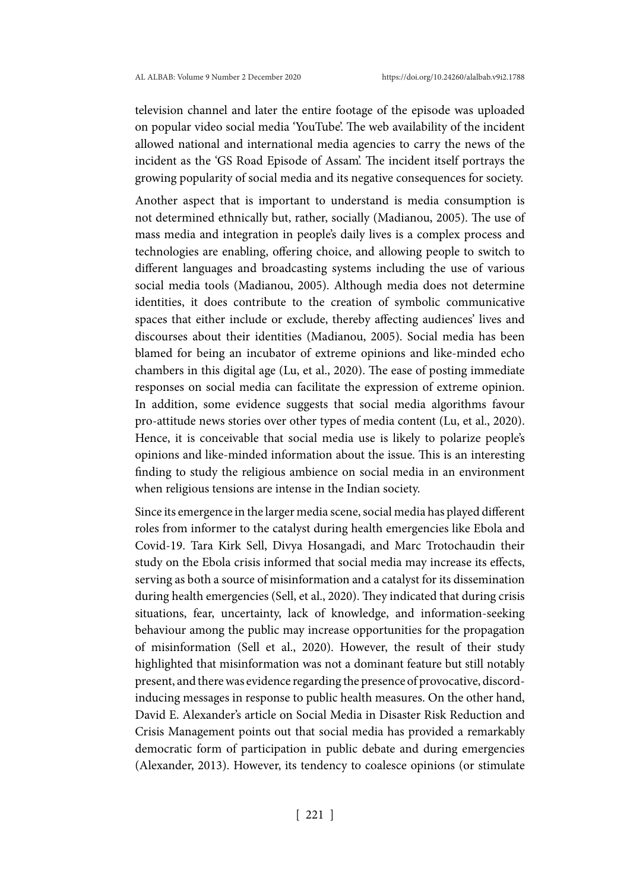television channel and later the entire footage of the episode was uploaded on popular video social media 'YouTube'. The web availability of the incident allowed national and international media agencies to carry the news of the incident as the 'GS Road Episode of Assam'. The incident itself portrays the growing popularity of social media and its negative consequences for society.

Another aspect that is important to understand is media consumption is not determined ethnically but, rather, socially (Madianou, 2005). The use of mass media and integration in people's daily lives is a complex process and technologies are enabling, offering choice, and allowing people to switch to different languages and broadcasting systems including the use of various social media tools (Madianou, 2005). Although media does not determine identities, it does contribute to the creation of symbolic communicative spaces that either include or exclude, thereby affecting audiences' lives and discourses about their identities (Madianou, 2005). Social media has been blamed for being an incubator of extreme opinions and like-minded echo chambers in this digital age (Lu, et al., 2020). The ease of posting immediate responses on social media can facilitate the expression of extreme opinion. In addition, some evidence suggests that social media algorithms favour pro-attitude news stories over other types of media content (Lu, et al., 2020). Hence, it is conceivable that social media use is likely to polarize people's opinions and like-minded information about the issue. This is an interesting finding to study the religious ambience on social media in an environment when religious tensions are intense in the Indian society.

Since its emergence in the larger media scene, social media has played different roles from informer to the catalyst during health emergencies like Ebola and Covid-19. Tara Kirk Sell, Divya Hosangadi, and Marc Trotochaudin their study on the Ebola crisis informed that social media may increase its effects, serving as both a source of misinformation and a catalyst for its dissemination during health emergencies (Sell, et al., 2020). They indicated that during crisis situations, fear, uncertainty, lack of knowledge, and information-seeking behaviour among the public may increase opportunities for the propagation of misinformation (Sell et al., 2020). However, the result of their study highlighted that misinformation was not a dominant feature but still notably present, and there was evidence regarding the presence of provocative, discord-inducing messages in response to public health measures. On the other hand, David E. Alexander's article on Social Media in Disaster Risk Reduction and Crisis Management points out that social media has provided a remarkably democratic form of participation in public debate and during emergencies (Alexander, 2013). However, its tendency to coalesce opinions (or stimulate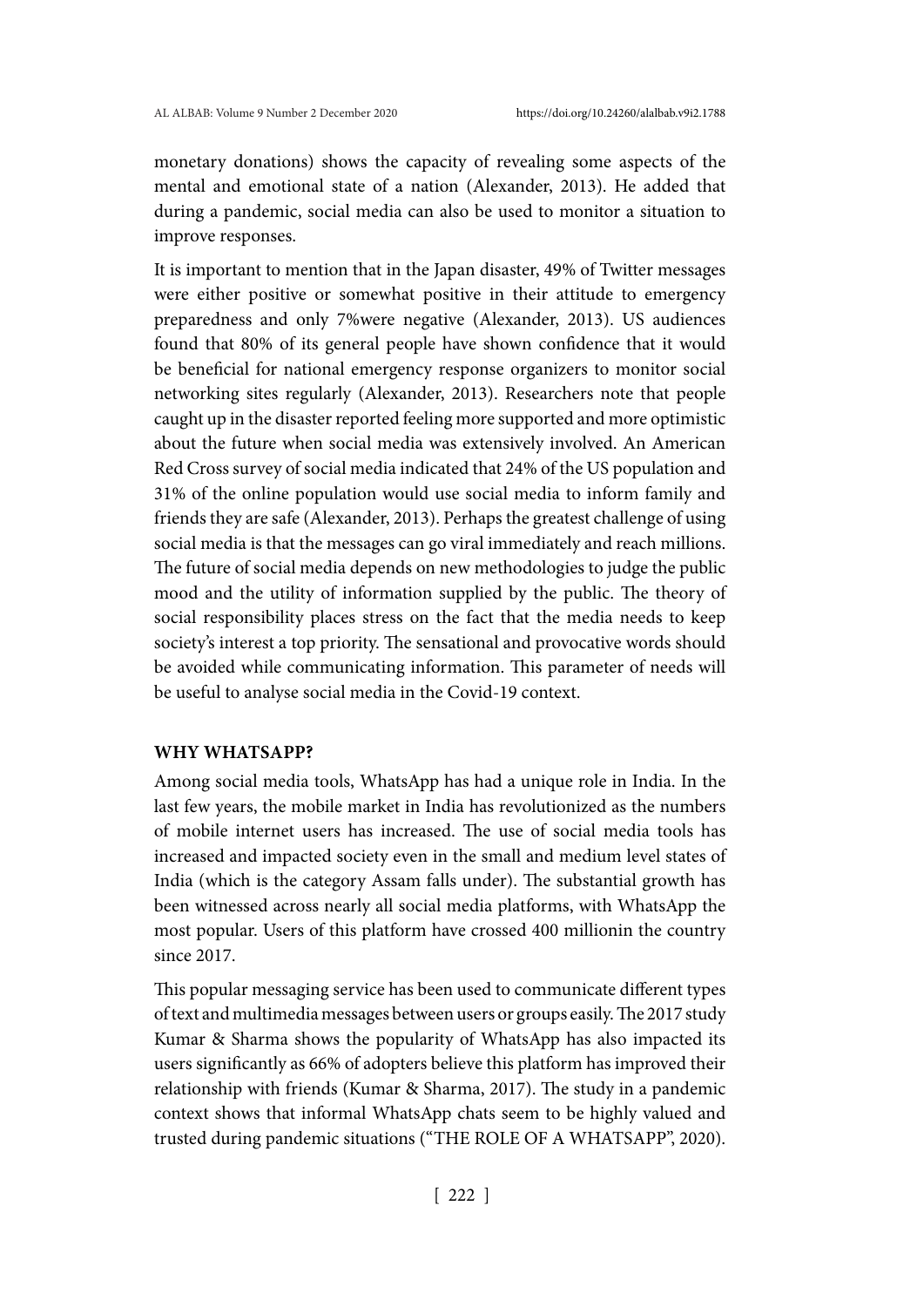monetary donations) shows the capacity of revealing some aspects of the mental and emotional state of a nation (Alexander, 2013). He added that during a pandemic, social media can also be used to monitor a situation to improve responses.

It is important to mention that in the Japan disaster, 49% of Twitter messages were either positive or somewhat positive in their attitude to emergency preparedness and only 7%were negative (Alexander, 2013). US audiences found that 80% of its general people have shown confidence that it would be beneficial for national emergency response organizers to monitor social networking sites regularly (Alexander, 2013). Researchers note that people caught up in the disaster reported feeling more supported and more optimistic about the future when social media was extensively involved. An American Red Cross survey of social media indicated that 24% of the US population and 31% of the online population would use social media to inform family and friends they are safe (Alexander, 2013). Perhaps the greatest challenge of using social media is that the messages can go viral immediately and reach millions. The future of social media depends on new methodologies to judge the public mood and the utility of information supplied by the public. The theory of social responsibility places stress on the fact that the media needs to keep society's interest a top priority. The sensational and provocative words should be avoided while communicating information. This parameter of needs will be useful to analyse social media in the Covid-19 context.

## WHY WHATSAPP?

Among social media tools, WhatsApp has had a unique role in India. In the last few years, the mobile market in India has revolutionized as the numbers of mobile internet users has increased. The use of social media tools has increased and impacted society even in the small and medium level states of India (which is the category Assam falls under). The substantial growth has been witnessed across nearly all social media platforms, with WhatsApp the most popular. Users of this platform have crossed 400 millionin the country since 2017.

This popular messaging service has been used to communicate different types of text and multimedia messages between users or groups easily. The 2017 study Kumar & Sharma shows the popularity of WhatsApp has also impacted its users significantly as 66% of adopters believe this platform has improved their relationship with friends (Kumar & Sharma, 2017). The study in a pandemic context shows that informal WhatsApp chats seem to be highly valued and trusted during pandemic situations ("THE ROLE OF A WHATSAPP", 2020).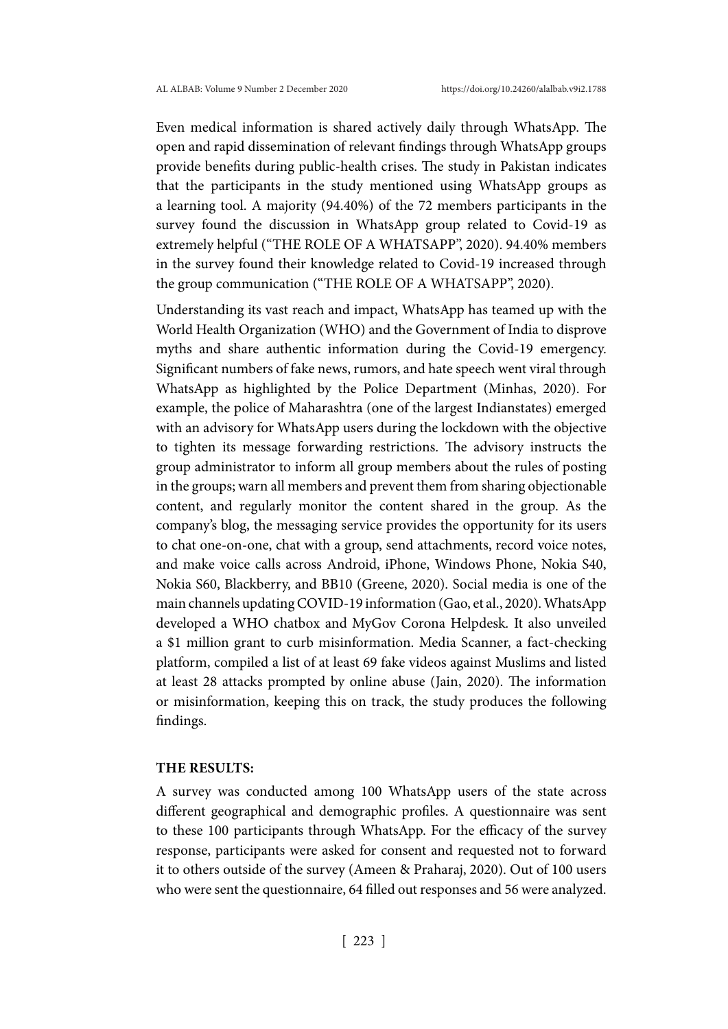Even medical information is shared actively daily through WhatsApp. The open and rapid dissemination of relevant findings through WhatsApp groups provide benefits during public-health crises. The study in Pakistan indicates that the participants in the study mentioned using WhatsApp groups as a learning tool. A majority (94.40%) of the 72 members participants in the survey found the discussion in WhatsApp group related to Covid-19 as extremely helpful ("THE ROLE OF A WHATSAPP", 2020). 94.40% members in the survey found their knowledge related to Covid-19 increased through the group communication ("THE ROLE OF A WHATSAPP", 2020).

Understanding its vast reach and impact, WhatsApp has teamed up with the World Health Organization (WHO) and the Government of India to disprove myths and share authentic information during the Covid-19 emergency. Significant numbers of fake news, rumors, and hate speech went viral through WhatsApp as highlighted by the Police Department (Minhas, 2020). For example, the police of Maharashtra (one of the largest Indianstates) emerged with an advisory for WhatsApp users during the lockdown with the objective to tighten its message forwarding restrictions. The advisory instructs the group administrator to inform all group members about the rules of posting in the groups; warn all members and prevent them from sharing objectionable content, and regularly monitor the content shared in the group. As the company's blog, the messaging service provides the opportunity for its users to chat one-on-one, chat with a group, send attachments, record voice notes, and make voice calls across Android, iPhone, Windows Phone, Nokia S40, Nokia S60, Blackberry, and BB10 (Greene, 2020). Social media is one of the main channels updating COVID-19 information (Gao, et al., 2020). WhatsApp developed a WHO chatbox and MyGov Corona Helpdesk. It also unveiled a $1 million grant to curb misinformation. Media Scanner, a fact-checking platform, compiled a list of at least 69 fake videos against Muslims and listed at least 28 attacks prompted by online abuse (Jain, 2020). The information or misinformation, keeping this on track, the study produces the following findings.

## THE RESULTS:

A survey was conducted among 100 WhatsApp users of the state across different geographical and demographic profiles. A questionnaire was sent to these 100 participants through WhatsApp. For the efficacy of the survey response, participants were asked for consent and requested not to forward it to others outside of the survey (Ameen & Praharaj, 2020). Out of 100 users who were sent the questionnaire, 64 filled out responses and 56 were analyzed.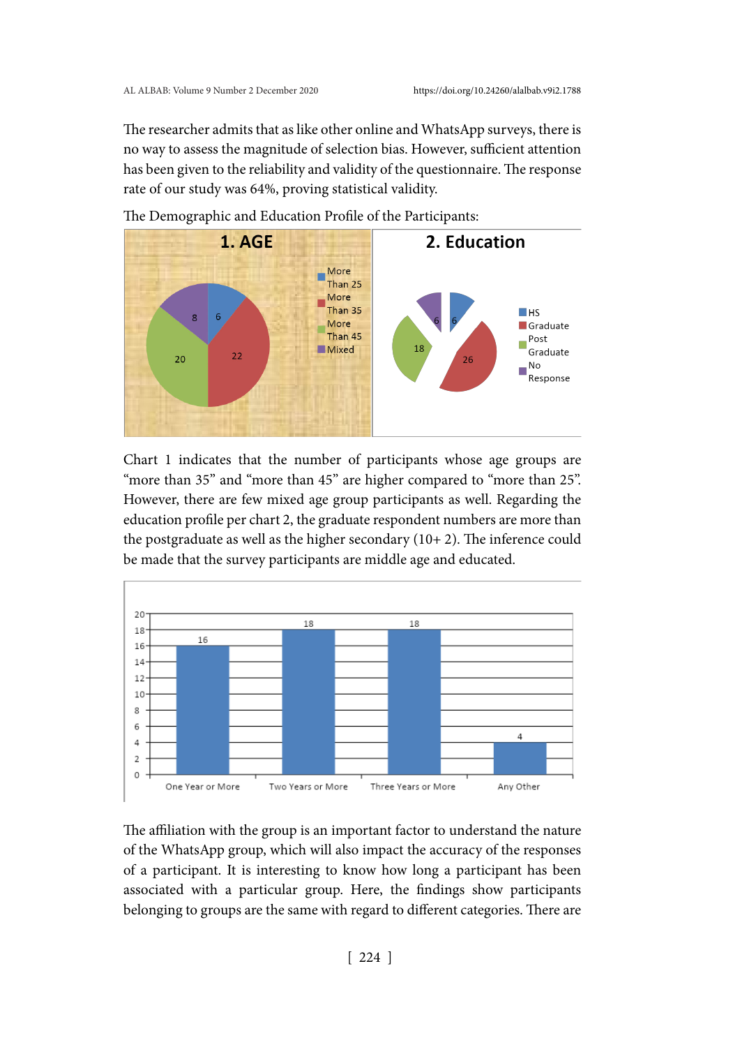The researcher admits that as like other online and WhatsApp surveys, there is no way to assess the magnitude of selection bias. However, sufficient attention has been given to the reliability and validity of the questionnaire. The response rate of our study was 64%, proving statistical validity.

The Demographic and Education Profile of the Participants:

1. AGE

More Than 25
More Than 35
More Than 45
Mixed

8
6
20
22

2. Education

HS
Graduate
Post Graduate
No Response

6
6
18
26

Chart 1 indicates that the number of participants whose age groups are "more than 35" and "more than 45" are higher compared to "more than 25". However, there are few mixed age group participants as well. Regarding the education profile per chart 2, the graduate respondent numbers are more than the postgraduate as well as the higher secondary (10+ 2). The inference could be made that the survey participants are middle age and educated.

20
18
16
14
12
10
8
6
4
2
0

16
18
18
4

One Year or More
Two Years or More
Three Years or More
Any Other

The affiliation with the group is an important factor to understand the nature of the WhatsApp group, which will also impact the accuracy of the responses of a participant. It is interesting to know how long a participant has been associated with a particular group. Here, the findings show participants belonging to groups are the same with regard to different categories. There are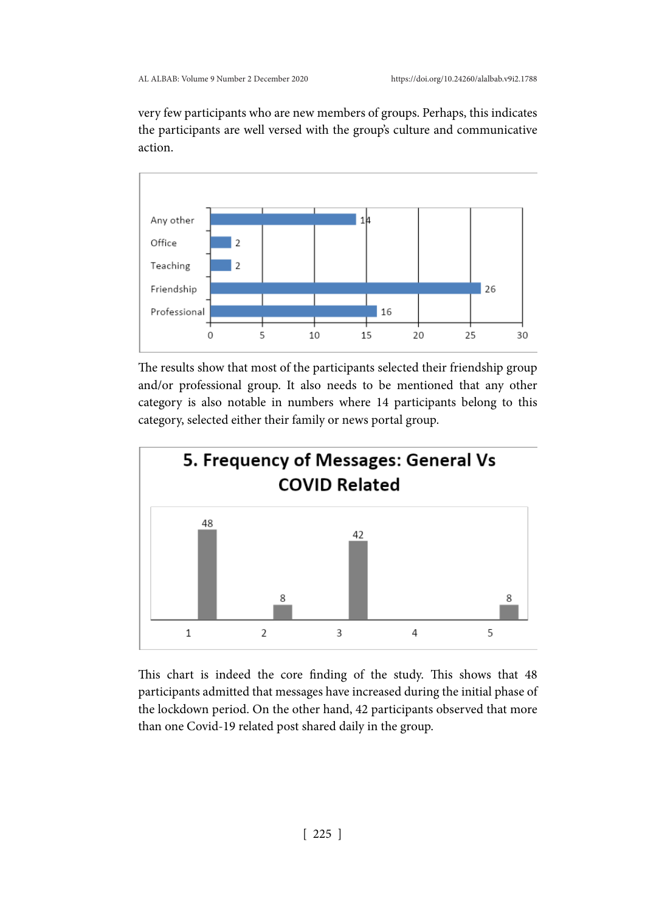very few participants who are new members of groups. Perhaps, this indicates the participants are well versed with the group's culture and communicative action.

Any other 14
Office 2
Teaching 2
Friendship 26
Professional 16
0 5 10 15 20 25 30

The results show that most of the participants selected their friendship group and/or professional group. It also needs to be mentioned that any other category is also notable in numbers where 14 participants belong to this category, selected either their family or news portal group.

**5. Frequency of Messages: General Vs COVID Related**

48
8
42
8
1 2 3 4 5

This chart is indeed the core finding of the study. This shows that 48 participants admitted that messages have increased during the initial phase of the lockdown period. On the other hand, 42 participants observed that more than one Covid-19 related post shared daily in the group.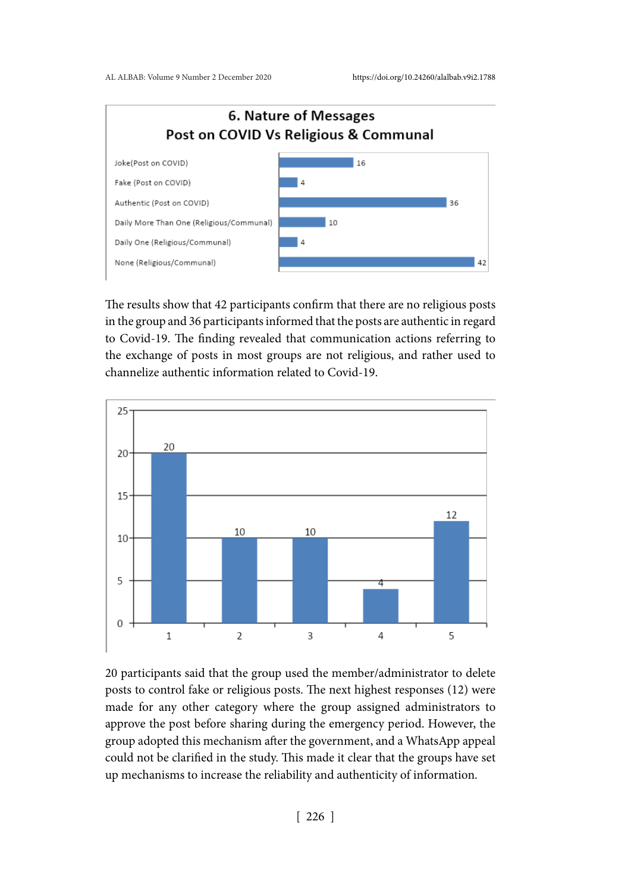6. Nature of Messages
Post on COVID Vs Religious & Communal

Joke(Post on COVID) 16
Fake (Post on COVID) 4
Authentic (Post on COVID) 36
Daily More Than One (Religious/Communal) 10
Daily One (Religious/Communal) 4
None (Religious/Communal) 42

The results show that 42 participants confirm that there are no religious posts in the group and 36 participants informed that the posts are authentic in regard to Covid-19. The finding revealed that communication actions referring to the exchange of posts in most groups are not religious, and rather used to channelize authentic information related to Covid-19.

25
20
15
10
5
0
20
10
10
4
12
1
2
3
4
5

20 participants said that the group used the member/administrator to delete posts to control fake or religious posts. The next highest responses (12) were made for any other category where the group assigned administrators to approve the post before sharing during the emergency period. However, the group adopted this mechanism after the government, and a WhatsApp appeal could not be clarified in the study. This made it clear that the groups have set up mechanisms to increase the reliability and authenticity of information.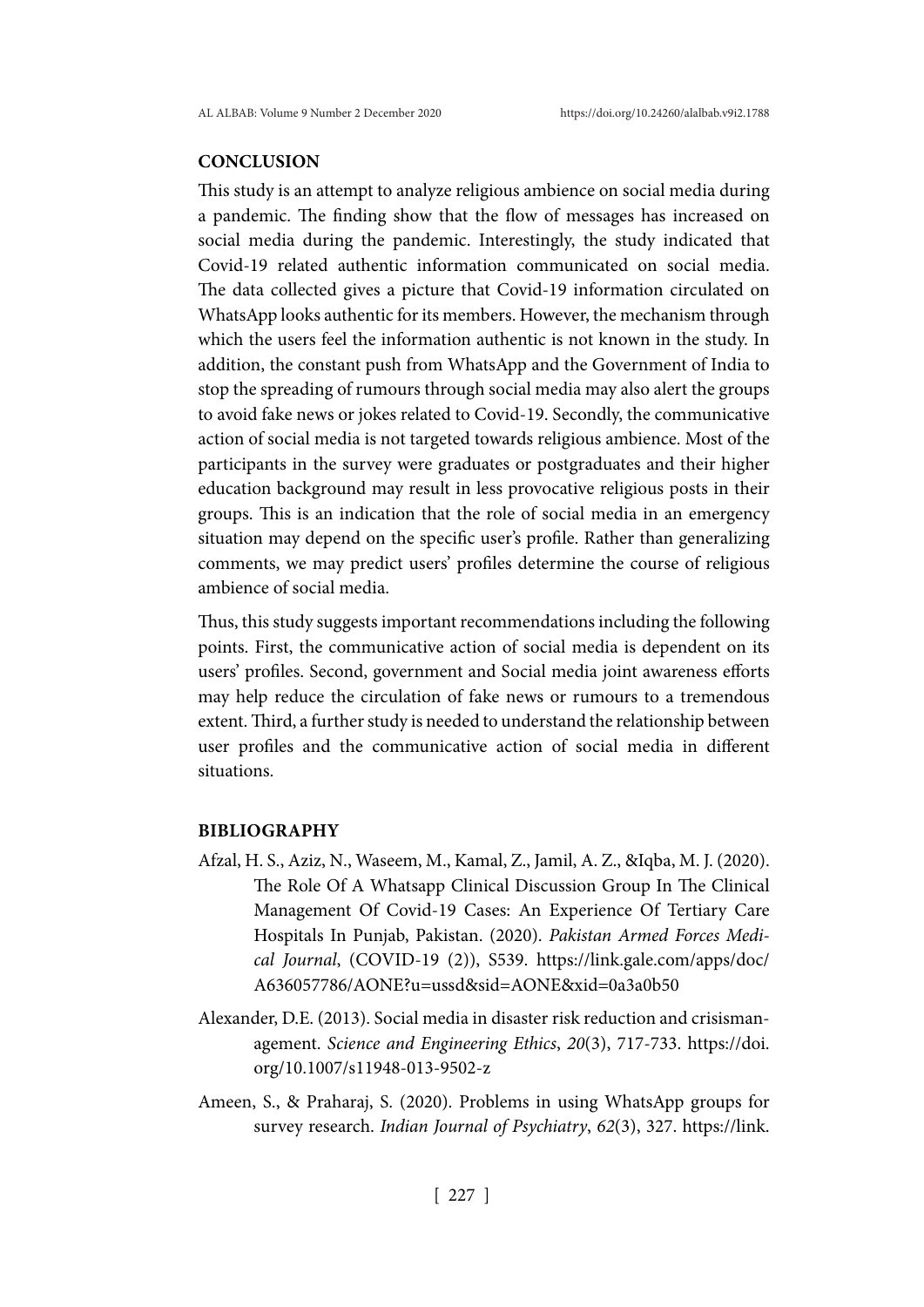## CONCLUSION

This study is an attempt to analyze religious ambience on social media during a pandemic. The finding show that the flow of messages has increased on social media during the pandemic. Interestingly, the study indicated that Covid-19 related authentic information communicated on social media. The data collected gives a picture that Covid-19 information circulated on WhatsApp looks authentic for its members. However, the mechanism through which the users feel the information authentic is not known in the study. In addition, the constant push from WhatsApp and the Government of India to stop the spreading of rumours through social media may also alert the groups to avoid fake news or jokes related to Covid-19. Secondly, the communicative action of social media is not targeted towards religious ambience. Most of the participants in the survey were graduates or postgraduates and their higher education background may result in less provocative religious posts in their groups. This is an indication that the role of social media in an emergency situation may depend on the specific user's profile. Rather than generalizing comments, we may predict users' profiles determine the course of religious ambience of social media.

Thus, this study suggests important recommendations including the following points. First, the communicative action of social media is dependent on its users' profiles. Second, government and Social media joint awareness efforts may help reduce the circulation of fake news or rumours to a tremendous extent. Third, a further study is needed to understand the relationship between user profiles and the communicative action of social media in different situations.

## BIBLIOGRAPHY

Afzal, H. S., Aziz, N., Waseem, M., Kamal, Z., Jamil, A. Z., &Iqba, M. J. (2020). The Role Of A Whatsapp Clinical Discussion Group In The Clinical Management Of Covid-19 Cases: An Experience Of Tertiary Care Hospitals In Punjab, Pakistan. (2020). *Pakistan Armed Forces Medical Journal*, (COVID-19 (2)), S539. https://link.gale.com/apps/doc/A636057786/AONE?u=ussd&sid=AONE&xid=0a3a0b50

Alexander, D.E. (2013). Social media in disaster risk reduction and crisismanagement. *Science and Engineering Ethics*, *20*(3), 717-733. https://doi.org/10.1007/s11948-013-9502-z

Ameen, S., & Praharaj, S. (2020). Problems in using WhatsApp groups for survey research. *Indian Journal of Psychiatry*, *62*(3), 327. https://link.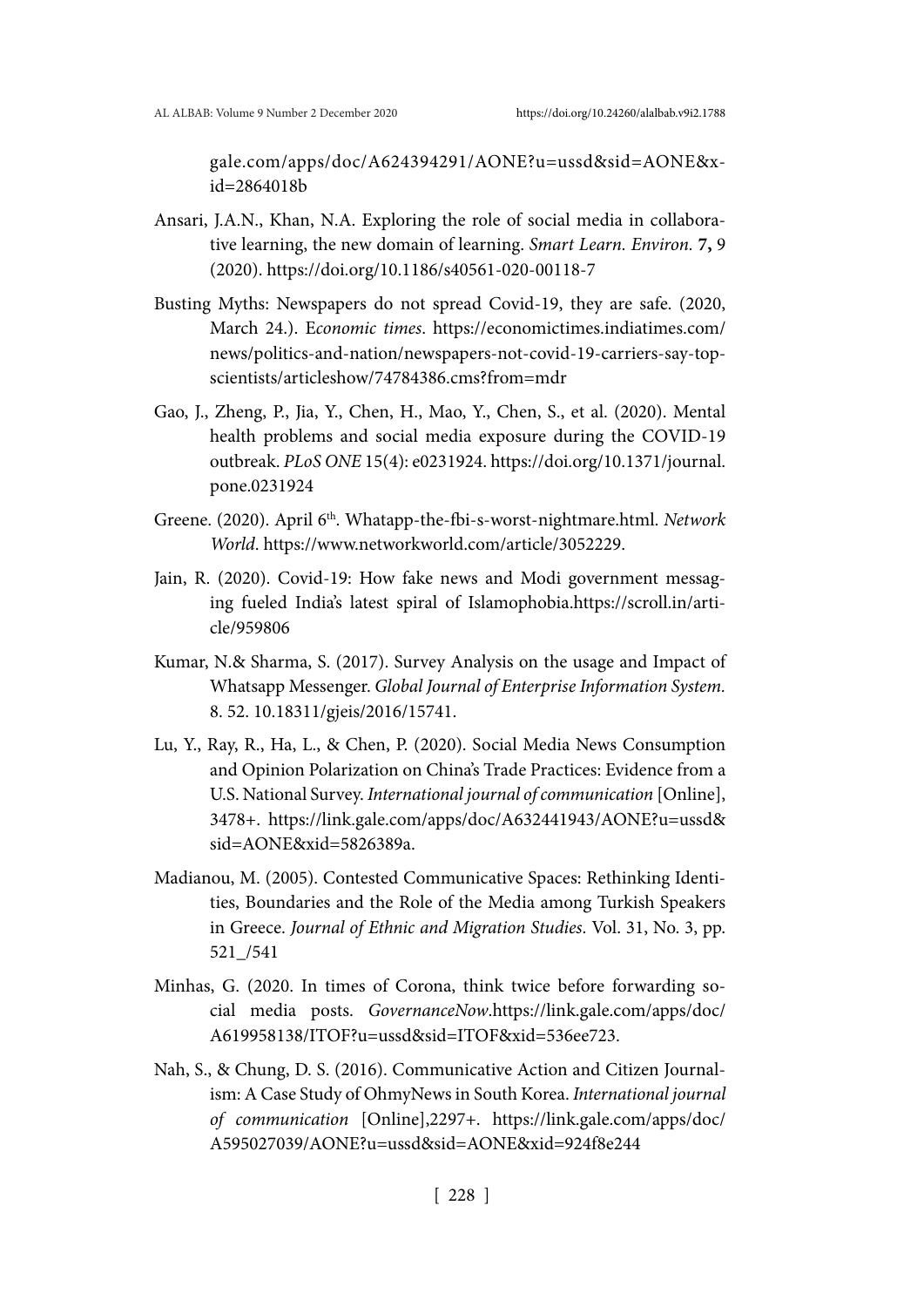gale.com/apps/doc/A624394291/AONE?u=ussd&sid=AONE&xid=2864018b

Ansari, J.A.N., Khan, N.A. Exploring the role of social media in collaborative learning, the new domain of learning. *Smart Learn. Environ.* **7,** 9 (2020). https://doi.org/10.1186/s40561-020-00118-7

Busting Myths: Newspapers do not spread Covid-19, they are safe. (2020, March 24.). E*conomic times*. https://economictimes.indiatimes.com/news/politics-and-nation/newspapers-not-covid-19-carriers-say-top-scientists/articleshow/74784386.cms?from=mdr

Gao, J., Zheng, P., Jia, Y., Chen, H., Mao, Y., Chen, S., et al. (2020). Mental health problems and social media exposure during the COVID-19 outbreak. *PLoS ONE* 15(4): e0231924. https://doi.org/10.1371/journal.pone.0231924

Greene. (2020). April 6th. Whatapp-the-fbi-s-worst-nightmare.html. *Network World*. https://www.networkworld.com/article/3052229.

Jain, R. (2020). Covid-19: How fake news and Modi government messaging fueled India's latest spiral of Islamophobia.https://scroll.in/article/959806

Kumar, N.& Sharma, S. (2017). Survey Analysis on the usage and Impact of Whatsapp Messenger. *Global Journal of Enterprise Information System*. 8. 52. 10.18311/gjeis/2016/15741.

Lu, Y., Ray, R., Ha, L., & Chen, P. (2020). Social Media News Consumption and Opinion Polarization on China's Trade Practices: Evidence from a U.S. National Survey. *International journal of communication* [Online], 3478+. https://link.gale.com/apps/doc/A632441943/AONE?u=ussd&sid=AONE&xid=5826389a.

Madianou, M. (2005). Contested Communicative Spaces: Rethinking Identities, Boundaries and the Role of the Media among Turkish Speakers in Greece. *Journal of Ethnic and Migration Studies*. Vol. 31, No. 3, pp. 521_/541

Minhas, G. (2020. In times of Corona, think twice before forwarding social media posts. *GovernanceNow*.https://link.gale.com/apps/doc/A619958138/ITOF?u=ussd&sid=ITOF&xid=536ee723.

Nah, S., & Chung, D. S. (2016). Communicative Action and Citizen Journalism: A Case Study of OhmyNews in South Korea. *International journal of communication* [Online],2297+. https://link.gale.com/apps/doc/A595027039/AONE?u=ussd&sid=AONE&xid=924f8e244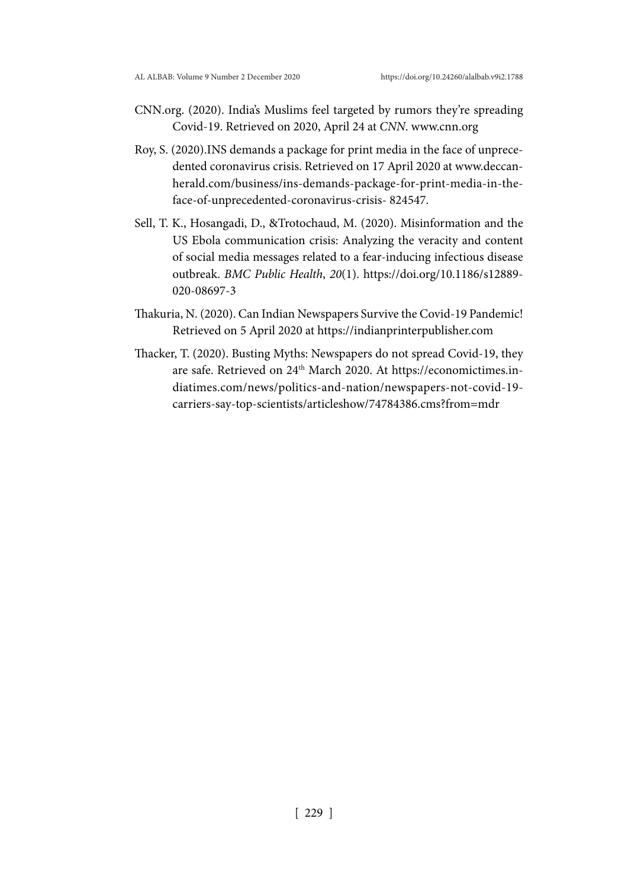CNN.org. (2020). India's Muslims feel targeted by rumors they're spreading Covid-19. Retrieved on 2020, April 24 at *CNN*. www.cnn.org

Roy, S. (2020).INS demands a package for print media in the face of unprecedented coronavirus crisis. Retrieved on 17 April 2020 at www.deccanherald.com/business/ins-demands-package-for-print-media-in-the-face-of-unprecedented-coronavirus-crisis- 824547.

Sell, T. K., Hosangadi, D., &Trotochaud, M. (2020). Misinformation and the US Ebola communication crisis: Analyzing the veracity and content of social media messages related to a fear-inducing infectious disease outbreak. *BMC Public Health*, *20*(1). https://doi.org/10.1186/s12889-020-08697-3

Thakuria, N. (2020). Can Indian Newspapers Survive the Covid-19 Pandemic! Retrieved on 5 April 2020 at https://indianprinterpublisher.com

Thacker, T. (2020). Busting Myths: Newspapers do not spread Covid-19, they are safe. Retrieved on 24th March 2020. At https://economictimes.indiatimes.com/news/politics-and-nation/newspapers-not-covid-19-carriers-say-top-scientists/articleshow/74784386.cms?from=mdr